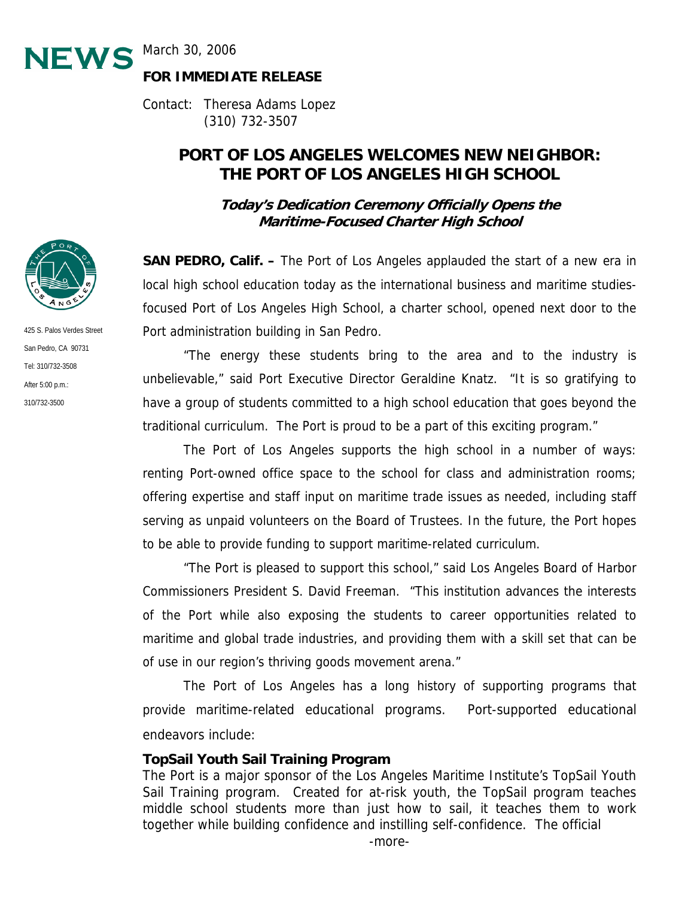# NEWS

March 30, 2006

**FOR IMMEDIATE RELEASE**

Contact: Theresa Adams Lopez
(310) 732-3507

425 S. Palos Verdes Street
San Pedro, CA 90731
Tel: 310/732-3508
After 5:00 p.m.:
310/732-3500

## PORT OF LOS ANGELES WELCOMES NEW NEIGHBOR: THE PORT OF LOS ANGELES HIGH SCHOOL

### *Today's Dedication Ceremony Officially Opens the Maritime-Focused Charter High School*

**SAN PEDRO, Calif. –** The Port of Los Angeles applauded the start of a new era in local high school education today as the international business and maritime studies-focused Port of Los Angeles High School, a charter school, opened next door to the Port administration building in San Pedro.

"The energy these students bring to the area and to the industry is unbelievable," said Port Executive Director Geraldine Knatz. "It is so gratifying to have a group of students committed to a high school education that goes beyond the traditional curriculum. The Port is proud to be a part of this exciting program."

The Port of Los Angeles supports the high school in a number of ways: renting Port-owned office space to the school for class and administration rooms; offering expertise and staff input on maritime trade issues as needed, including staff serving as unpaid volunteers on the Board of Trustees. In the future, the Port hopes to be able to provide funding to support maritime-related curriculum.

"The Port is pleased to support this school," said Los Angeles Board of Harbor Commissioners President S. David Freeman. "This institution advances the interests of the Port while also exposing the students to career opportunities related to maritime and global trade industries, and providing them with a skill set that can be of use in our region's thriving goods movement arena."

The Port of Los Angeles has a long history of supporting programs that provide maritime-related educational programs. Port-supported educational endeavors include:

**TopSail Youth Sail Training Program**

The Port is a major sponsor of the Los Angeles Maritime Institute's TopSail Youth Sail Training program. Created for at-risk youth, the TopSail program teaches middle school students more than just how to sail, it teaches them to work together while building confidence and instilling self-confidence. The official

-more-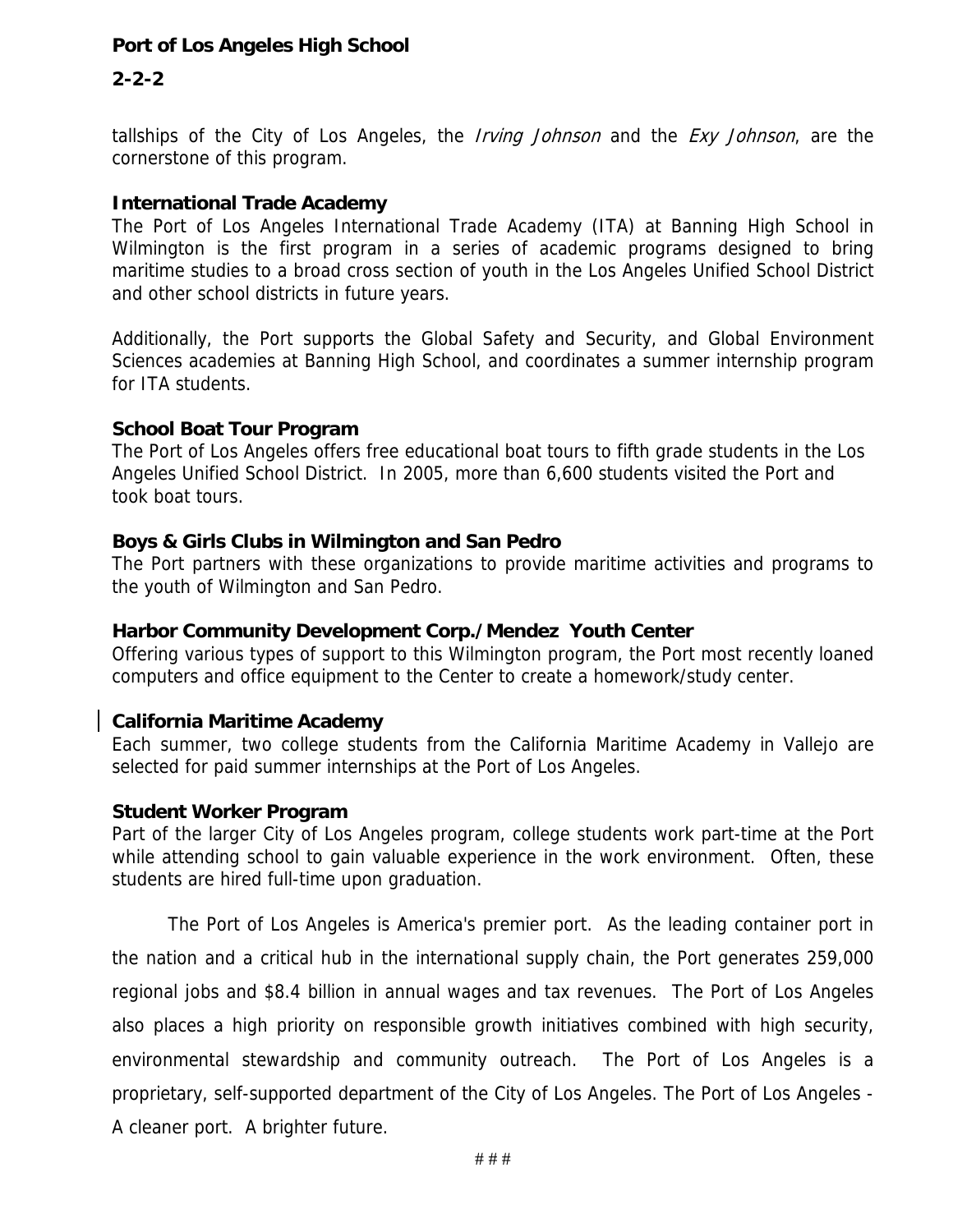tallships of the City of Los Angeles, the *Irving Johnson* and the *Exy Johnson*, are the cornerstone of this program.

**International Trade Academy**
The Port of Los Angeles International Trade Academy (ITA) at Banning High School in Wilmington is the first program in a series of academic programs designed to bring maritime studies to a broad cross section of youth in the Los Angeles Unified School District and other school districts in future years.

Additionally, the Port supports the Global Safety and Security, and Global Environment Sciences academies at Banning High School, and coordinates a summer internship program for ITA students.

**School Boat Tour Program**
The Port of Los Angeles offers free educational boat tours to fifth grade students in the Los Angeles Unified School District. In 2005, more than 6,600 students visited the Port and took boat tours.

**Boys & Girls Clubs in Wilmington and San Pedro**
The Port partners with these organizations to provide maritime activities and programs to the youth of Wilmington and San Pedro.

**Harbor Community Development Corp./Mendez Youth Center**
Offering various types of support to this Wilmington program, the Port most recently loaned computers and office equipment to the Center to create a homework/study center.

**California Maritime Academy**
Each summer, two college students from the California Maritime Academy in Vallejo are selected for paid summer internships at the Port of Los Angeles.

**Student Worker Program**
Part of the larger City of Los Angeles program, college students work part-time at the Port while attending school to gain valuable experience in the work environment. Often, these students are hired full-time upon graduation.

The Port of Los Angeles is America's premier port. As the leading container port in the nation and a critical hub in the international supply chain, the Port generates 259,000 regional jobs and $8.4 billion in annual wages and tax revenues. The Port of Los Angeles also places a high priority on responsible growth initiatives combined with high security, environmental stewardship and community outreach. The Port of Los Angeles is a proprietary, self-supported department of the City of Los Angeles. The Port of Los Angeles - A cleaner port. A brighter future.

# # #